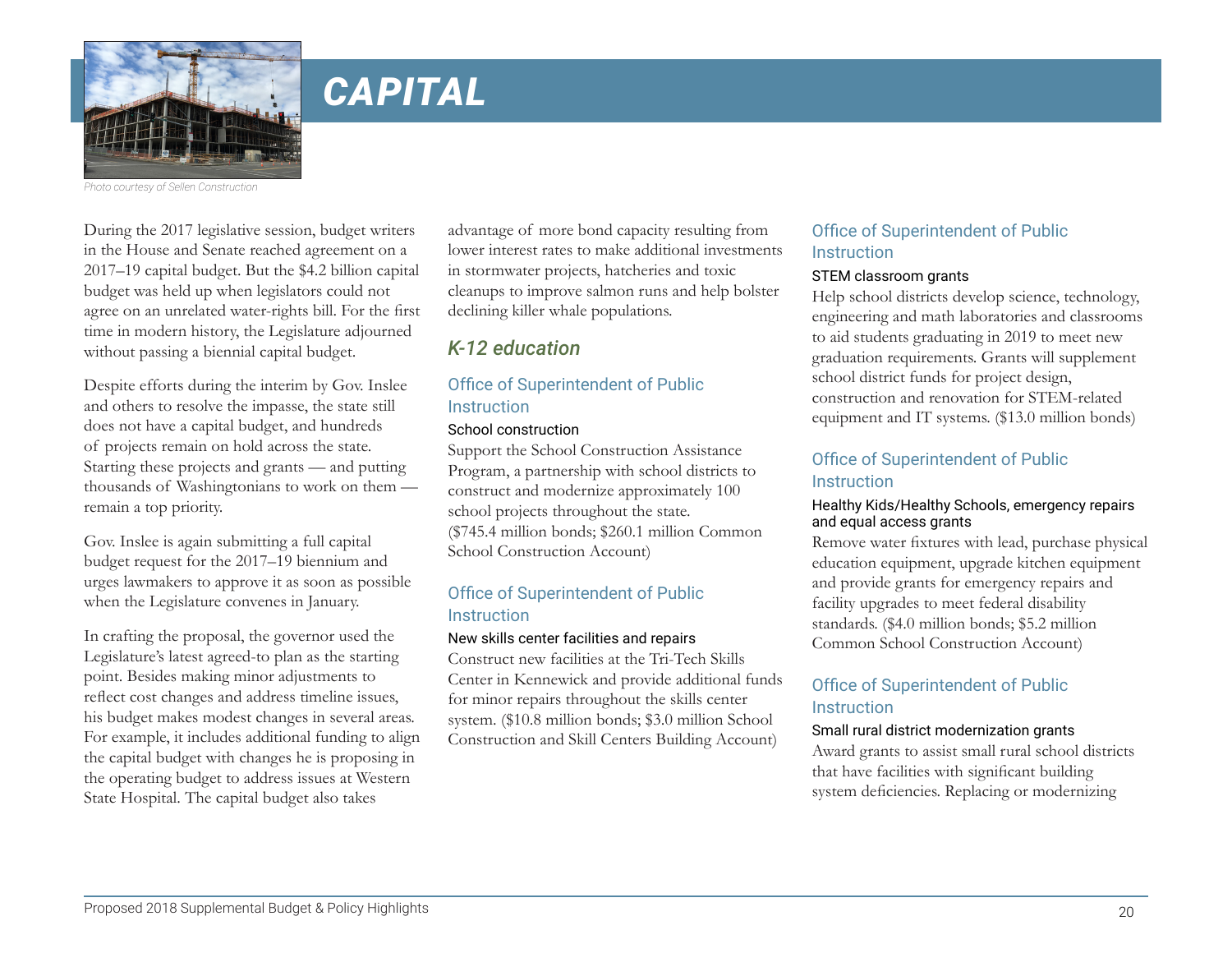# CAPITAL

Photo courtesy of Sellen Construction

During the 2017 legislative session, budget writers in the House and Senate reached agreement on a 2017–19 capital budget. But the $4.2 billion capital budget was held up when legislators could not agree on an unrelated water-rights bill. For the first time in modern history, the Legislature adjourned without passing a biennial capital budget.

Despite efforts during the interim by Gov. Inslee and others to resolve the impasse, the state still does not have a capital budget, and hundreds of projects remain on hold across the state. Starting these projects and grants — and putting thousands of Washingtonians to work on them — remain a top priority.

Gov. Inslee is again submitting a full capital budget request for the 2017–19 biennium and urges lawmakers to approve it as soon as possible when the Legislature convenes in January.

In crafting the proposal, the governor used the Legislature's latest agreed-to plan as the starting point. Besides making minor adjustments to reflect cost changes and address timeline issues, his budget makes modest changes in several areas. For example, it includes additional funding to align the capital budget with changes he is proposing in the operating budget to address issues at Western State Hospital. The capital budget also takes advantage of more bond capacity resulting from lower interest rates to make additional investments in stormwater projects, hatcheries and toxic cleanups to improve salmon runs and help bolster declining killer whale populations.

## *K-12 education*

### Office of Superintendent of Public Instruction

School construction

Support the School Construction Assistance Program, a partnership with school districts to construct and modernize approximately 100 school projects throughout the state. ($745.4 million bonds; $260.1 million Common School Construction Account)

### Office of Superintendent of Public Instruction

New skills center facilities and repairs

Construct new facilities at the Tri-Tech Skills Center in Kennewick and provide additional funds for minor repairs throughout the skills center system. ($10.8 million bonds; $3.0 million School Construction and Skill Centers Building Account)

### Office of Superintendent of Public Instruction

STEM classroom grants

Help school districts develop science, technology, engineering and math laboratories and classrooms to aid students graduating in 2019 to meet new graduation requirements. Grants will supplement school district funds for project design, construction and renovation for STEM-related equipment and IT systems. ($13.0 million bonds)

### Office of Superintendent of Public Instruction

Healthy Kids/Healthy Schools, emergency repairs and equal access grants

Remove water fixtures with lead, purchase physical education equipment, upgrade kitchen equipment and provide grants for emergency repairs and facility upgrades to meet federal disability standards. ($4.0 million bonds; $5.2 million Common School Construction Account)

### Office of Superintendent of Public Instruction

Small rural district modernization grants

Award grants to assist small rural school districts that have facilities with significant building system deficiencies. Replacing or modernizing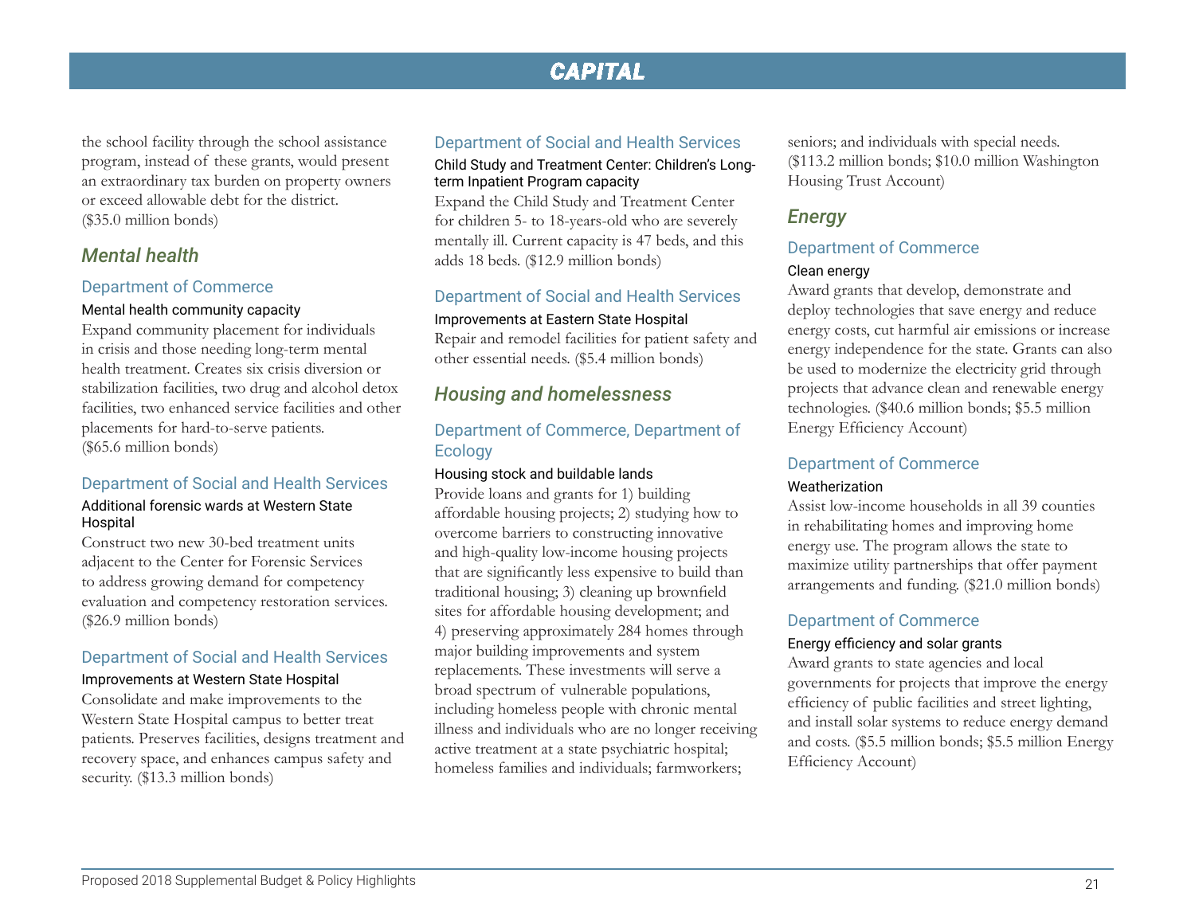the school facility through the school assistance program, instead of these grants, would present an extraordinary tax burden on property owners or exceed allowable debt for the district. ($35.0 million bonds)

## Mental health

### Department of Commerce

#### Mental health community capacity

Expand community placement for individuals in crisis and those needing long-term mental health treatment. Creates six crisis diversion or stabilization facilities, two drug and alcohol detox facilities, two enhanced service facilities and other placements for hard-to-serve patients. ($65.6 million bonds)

### Department of Social and Health Services

#### Additional forensic wards at Western State Hospital

Construct two new 30-bed treatment units adjacent to the Center for Forensic Services to address growing demand for competency evaluation and competency restoration services. ($26.9 million bonds)

### Department of Social and Health Services

#### Improvements at Western State Hospital

Consolidate and make improvements to the Western State Hospital campus to better treat patients. Preserves facilities, designs treatment and recovery space, and enhances campus safety and security. ($13.3 million bonds)

### Department of Social and Health Services

#### Child Study and Treatment Center: Children's Long-term Inpatient Program capacity

Expand the Child Study and Treatment Center for children 5- to 18-years-old who are severely mentally ill. Current capacity is 47 beds, and this adds 18 beds. ($12.9 million bonds)

### Department of Social and Health Services

#### Improvements at Eastern State Hospital

Repair and remodel facilities for patient safety and other essential needs. ($5.4 million bonds)

## Housing and homelessness

### Department of Commerce, Department of Ecology

#### Housing stock and buildable lands

Provide loans and grants for 1) building affordable housing projects; 2) studying how to overcome barriers to constructing innovative and high-quality low-income housing projects that are significantly less expensive to build than traditional housing; 3) cleaning up brownfield sites for affordable housing development; and 4) preserving approximately 284 homes through major building improvements and system replacements. These investments will serve a broad spectrum of vulnerable populations, including homeless people with chronic mental illness and individuals who are no longer receiving active treatment at a state psychiatric hospital; homeless families and individuals; farmworkers; seniors; and individuals with special needs. ($113.2 million bonds; $10.0 million Washington Housing Trust Account)

## Energy

### Department of Commerce

#### Clean energy

Award grants that develop, demonstrate and deploy technologies that save energy and reduce energy costs, cut harmful air emissions or increase energy independence for the state. Grants can also be used to modernize the electricity grid through projects that advance clean and renewable energy technologies. ($40.6 million bonds; $5.5 million Energy Efficiency Account)

### Department of Commerce

#### Weatherization

Assist low-income households in all 39 counties in rehabilitating homes and improving home energy use. The program allows the state to maximize utility partnerships that offer payment arrangements and funding. ($21.0 million bonds)

### Department of Commerce

#### Energy efficiency and solar grants

Award grants to state agencies and local governments for projects that improve the energy efficiency of public facilities and street lighting, and install solar systems to reduce energy demand and costs. ($5.5 million bonds; $5.5 million Energy Efficiency Account)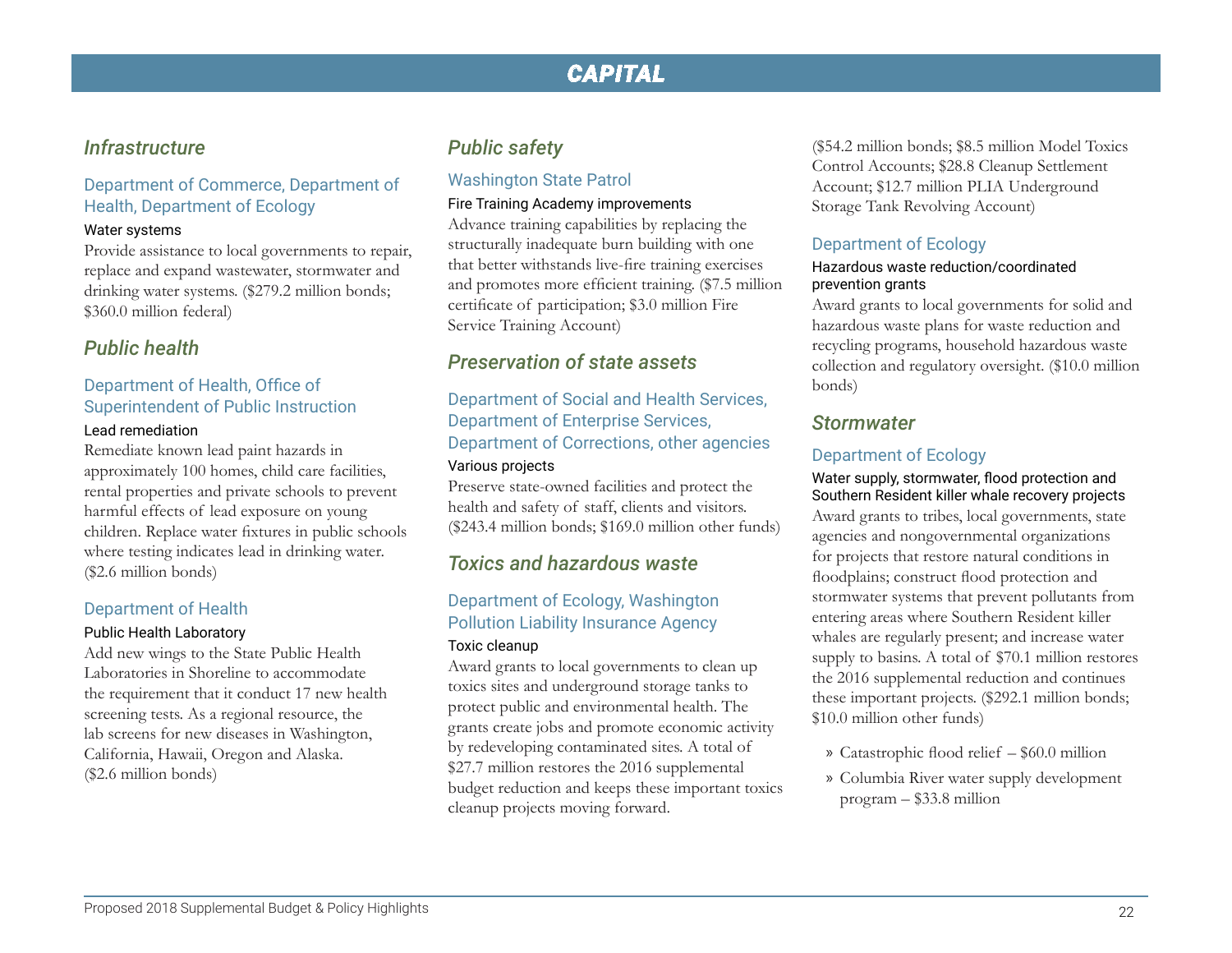# CAPITAL

## Infrastructure

### Department of Commerce, Department of Health, Department of Ecology

#### Water systems

Provide assistance to local governments to repair, replace and expand wastewater, stormwater and drinking water systems. ($279.2 million bonds; $360.0 million federal)

## Public health

### Department of Health, Office of Superintendent of Public Instruction

#### Lead remediation

Remediate known lead paint hazards in approximately 100 homes, child care facilities, rental properties and private schools to prevent harmful effects of lead exposure on young children. Replace water fixtures in public schools where testing indicates lead in drinking water. ($2.6 million bonds)

### Department of Health

#### Public Health Laboratory

Add new wings to the State Public Health Laboratories in Shoreline to accommodate the requirement that it conduct 17 new health screening tests. As a regional resource, the lab screens for new diseases in Washington, California, Hawaii, Oregon and Alaska. ($2.6 million bonds)

## Public safety

### Washington State Patrol

#### Fire Training Academy improvements

Advance training capabilities by replacing the structurally inadequate burn building with one that better withstands live-fire training exercises and promotes more efficient training. ($7.5 million certificate of participation; $3.0 million Fire Service Training Account)

## Preservation of state assets

### Department of Social and Health Services, Department of Enterprise Services, Department of Corrections, other agencies

#### Various projects

Preserve state-owned facilities and protect the health and safety of staff, clients and visitors. ($243.4 million bonds; $169.0 million other funds)

## Toxics and hazardous waste

### Department of Ecology, Washington Pollution Liability Insurance Agency

#### Toxic cleanup

Award grants to local governments to clean up toxics sites and underground storage tanks to protect public and environmental health. The grants create jobs and promote economic activity by redeveloping contaminated sites. A total of $27.7 million restores the 2016 supplemental budget reduction and keeps these important toxics cleanup projects moving forward. ($54.2 million bonds; $8.5 million Model Toxics Control Accounts; $28.8 Cleanup Settlement Account; $12.7 million PLIA Underground Storage Tank Revolving Account)

### Department of Ecology

#### Hazardous waste reduction/coordinated prevention grants

Award grants to local governments for solid and hazardous waste plans for waste reduction and recycling programs, household hazardous waste collection and regulatory oversight. ($10.0 million bonds)

## Stormwater

### Department of Ecology

#### Water supply, stormwater, flood protection and Southern Resident killer whale recovery projects

Award grants to tribes, local governments, state agencies and nongovernmental organizations for projects that restore natural conditions in floodplains; construct flood protection and stormwater systems that prevent pollutants from entering areas where Southern Resident killer whales are regularly present; and increase water supply to basins. A total of $70.1 million restores the 2016 supplemental reduction and continues these important projects. ($292.1 million bonds; $10.0 million other funds)

- Catastrophic flood relief – $60.0 million
- Columbia River water supply development program – $33.8 million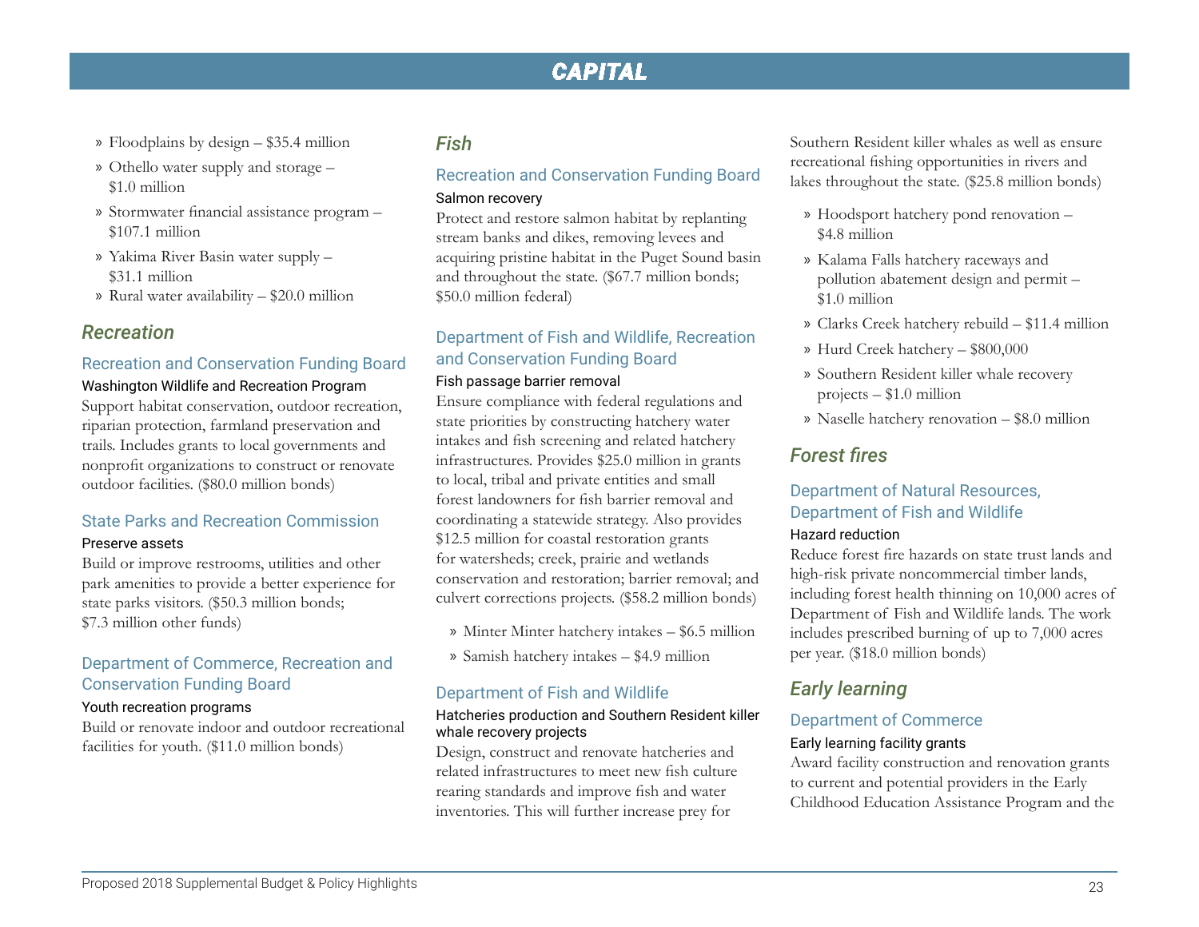# CAPITAL

- Floodplains by design – $35.4 million
- Othello water supply and storage – $1.0 million
- Stormwater financial assistance program – $107.1 million
- Yakima River Basin water supply – $31.1 million
- Rural water availability – $20.0 million

## *Recreation*

### Recreation and Conservation Funding Board

**Washington Wildlife and Recreation Program**

Support habitat conservation, outdoor recreation, riparian protection, farmland preservation and trails. Includes grants to local governments and nonprofit organizations to construct or renovate outdoor facilities. ($80.0 million bonds)

### State Parks and Recreation Commission

**Preserve assets**

Build or improve restrooms, utilities and other park amenities to provide a better experience for state parks visitors. ($50.3 million bonds; $7.3 million other funds)

### Department of Commerce, Recreation and Conservation Funding Board

**Youth recreation programs**

Build or renovate indoor and outdoor recreational facilities for youth. ($11.0 million bonds)

## *Fish*

### Recreation and Conservation Funding Board

**Salmon recovery**

Protect and restore salmon habitat by replanting stream banks and dikes, removing levees and acquiring pristine habitat in the Puget Sound basin and throughout the state. ($67.7 million bonds; $50.0 million federal)

### Department of Fish and Wildlife, Recreation and Conservation Funding Board

**Fish passage barrier removal**

Ensure compliance with federal regulations and state priorities by constructing hatchery water intakes and fish screening and related hatchery infrastructures. Provides $25.0 million in grants to local, tribal and private entities and small forest landowners for fish barrier removal and coordinating a statewide strategy. Also provides $12.5 million for coastal restoration grants for watersheds; creek, prairie and wetlands conservation and restoration; barrier removal; and culvert corrections projects. ($58.2 million bonds)

- Minter Minter hatchery intakes – $6.5 million
- Samish hatchery intakes – $4.9 million

### Department of Fish and Wildlife

**Hatcheries production and Southern Resident killer whale recovery projects**

Design, construct and renovate hatcheries and related infrastructures to meet new fish culture rearing standards and improve fish and water inventories. This will further increase prey for Southern Resident killer whales as well as ensure recreational fishing opportunities in rivers and lakes throughout the state. ($25.8 million bonds)

- Hoodsport hatchery pond renovation – $4.8 million
- Kalama Falls hatchery raceways and pollution abatement design and permit – $1.0 million
- Clarks Creek hatchery rebuild – $11.4 million
- Hurd Creek hatchery – $800,000
- Southern Resident killer whale recovery projects – $1.0 million
- Naselle hatchery renovation – $8.0 million

## *Forest fires*

### Department of Natural Resources, Department of Fish and Wildlife

**Hazard reduction**

Reduce forest fire hazards on state trust lands and high-risk private noncommercial timber lands, including forest health thinning on 10,000 acres of Department of Fish and Wildlife lands. The work includes prescribed burning of up to 7,000 acres per year. ($18.0 million bonds)

## *Early learning*

### Department of Commerce

**Early learning facility grants**

Award facility construction and renovation grants to current and potential providers in the Early Childhood Education Assistance Program and the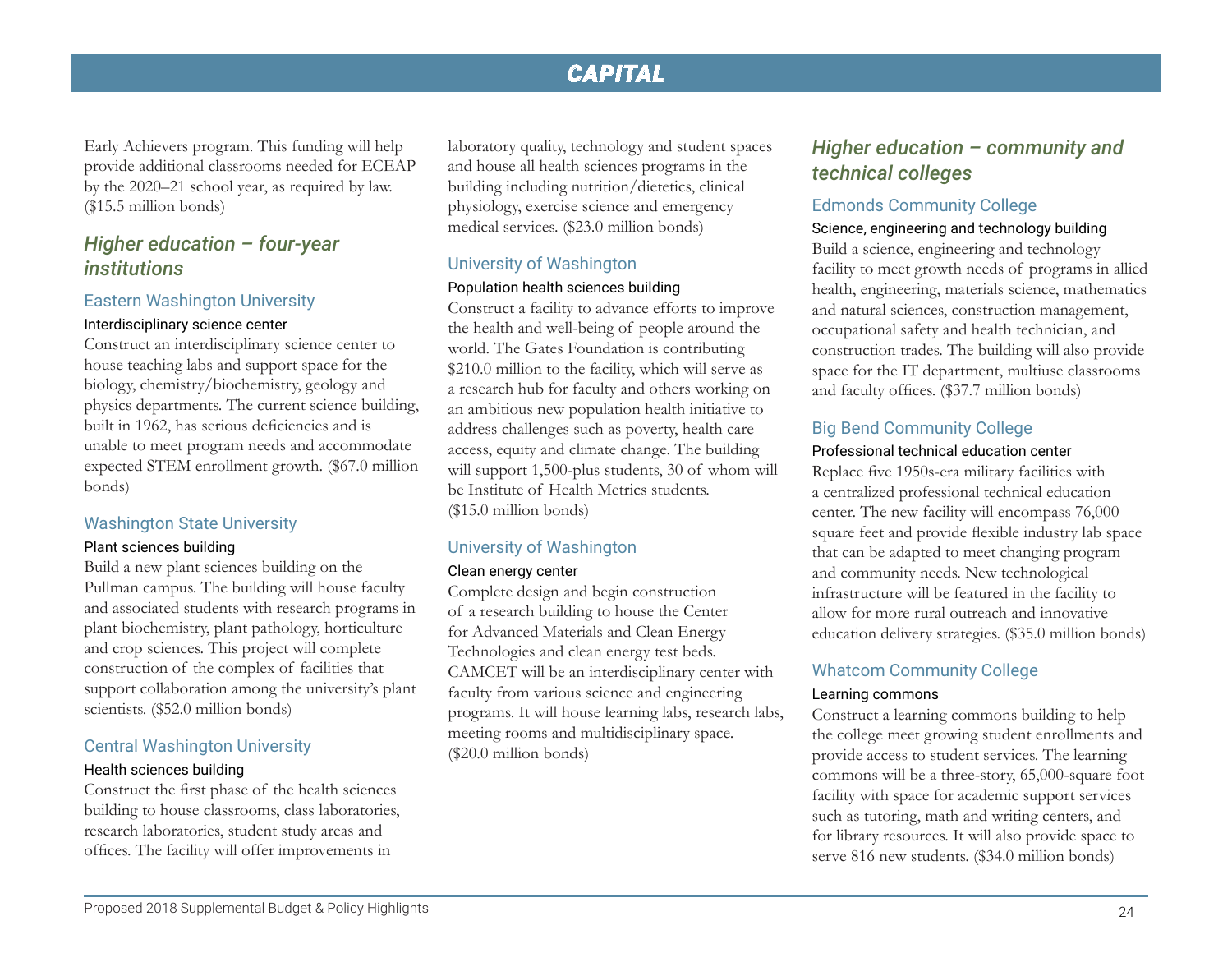# CAPITAL

Early Achievers program. This funding will help provide additional classrooms needed for ECEAP by the 2020–21 school year, as required by law. ($15.5 million bonds)

## *Higher education – four-year institutions*

### Eastern Washington University

#### Interdisciplinary science center

Construct an interdisciplinary science center to house teaching labs and support space for the biology, chemistry/biochemistry, geology and physics departments. The current science building, built in 1962, has serious deficiencies and is unable to meet program needs and accommodate expected STEM enrollment growth. ($67.0 million bonds)

### Washington State University

#### Plant sciences building

Build a new plant sciences building on the Pullman campus. The building will house faculty and associated students with research programs in plant biochemistry, plant pathology, horticulture and crop sciences. This project will complete construction of the complex of facilities that support collaboration among the university's plant scientists. ($52.0 million bonds)

### Central Washington University

#### Health sciences building

Construct the first phase of the health sciences building to house classrooms, class laboratories, research laboratories, student study areas and offices. The facility will offer improvements in laboratory quality, technology and student spaces and house all health sciences programs in the building including nutrition/dietetics, clinical physiology, exercise science and emergency medical services. ($23.0 million bonds)

### University of Washington

#### Population health sciences building

Construct a facility to advance efforts to improve the health and well-being of people around the world. The Gates Foundation is contributing $210.0 million to the facility, which will serve as a research hub for faculty and others working on an ambitious new population health initiative to address challenges such as poverty, health care access, equity and climate change. The building will support 1,500-plus students, 30 of whom will be Institute of Health Metrics students. ($15.0 million bonds)

### University of Washington

#### Clean energy center

Complete design and begin construction of a research building to house the Center for Advanced Materials and Clean Energy Technologies and clean energy test beds. CAMCET will be an interdisciplinary center with faculty from various science and engineering programs. It will house learning labs, research labs, meeting rooms and multidisciplinary space. ($20.0 million bonds)

## *Higher education – community and technical colleges*

### Edmonds Community College

#### Science, engineering and technology building

Build a science, engineering and technology facility to meet growth needs of programs in allied health, engineering, materials science, mathematics and natural sciences, construction management, occupational safety and health technician, and construction trades. The building will also provide space for the IT department, multiuse classrooms and faculty offices. ($37.7 million bonds)

### Big Bend Community College

#### Professional technical education center

Replace five 1950s-era military facilities with a centralized professional technical education center. The new facility will encompass 76,000 square feet and provide flexible industry lab space that can be adapted to meet changing program and community needs. New technological infrastructure will be featured in the facility to allow for more rural outreach and innovative education delivery strategies. ($35.0 million bonds)

### Whatcom Community College

#### Learning commons

Construct a learning commons building to help the college meet growing student enrollments and provide access to student services. The learning commons will be a three-story, 65,000-square foot facility with space for academic support services such as tutoring, math and writing centers, and for library resources. It will also provide space to serve 816 new students. ($34.0 million bonds)